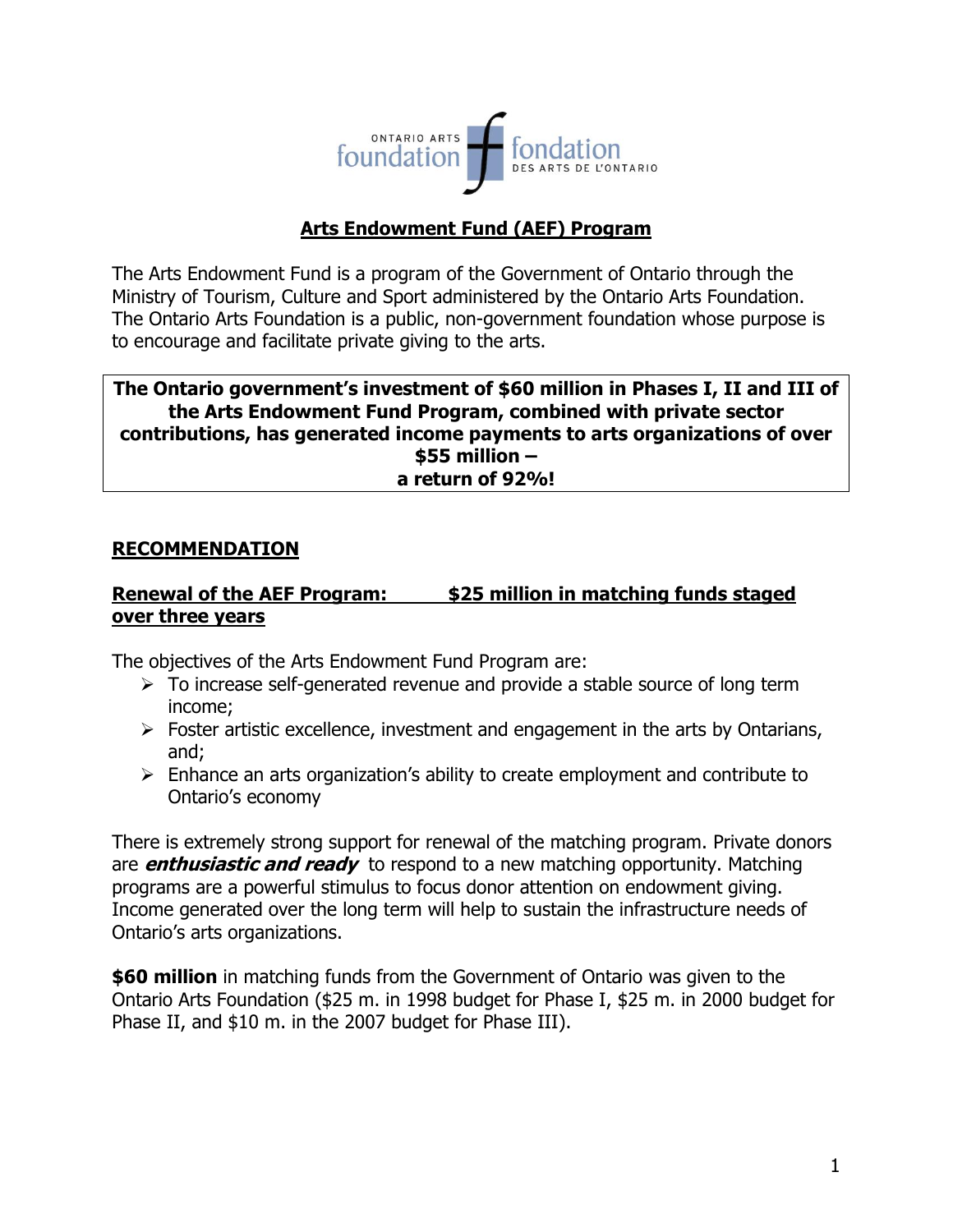ONTARIO ARTS foundation | fondation DES ARTS DE L'ONTARIO

# Arts Endowment Fund (AEF) Program

The Arts Endowment Fund is a program of the Government of Ontario through the Ministry of Tourism, Culture and Sport administered by the Ontario Arts Foundation. The Ontario Arts Foundation is a public, non-government foundation whose purpose is to encourage and facilitate private giving to the arts.

**The Ontario government's investment of $60 million in Phases I, II and III of the Arts Endowment Fund Program, combined with private sector contributions, has generated income payments to arts organizations of over $55 million –**
**a return of 92%!**

## RECOMMENDATION

### Renewal of the AEF Program: $25 million in matching funds staged over three years

The objectives of the Arts Endowment Fund Program are:

- To increase self-generated revenue and provide a stable source of long term income;
- Foster artistic excellence, investment and engagement in the arts by Ontarians, and;
- Enhance an arts organization's ability to create employment and contribute to Ontario's economy

There is extremely strong support for renewal of the matching program. Private donors are ***enthusiastic and ready*** to respond to a new matching opportunity. Matching programs are a powerful stimulus to focus donor attention on endowment giving. Income generated over the long term will help to sustain the infrastructure needs of Ontario's arts organizations.

**$60 million** in matching funds from the Government of Ontario was given to the Ontario Arts Foundation ($25 m. in 1998 budget for Phase I, $25 m. in 2000 budget for Phase II, and $10 m. in the 2007 budget for Phase III).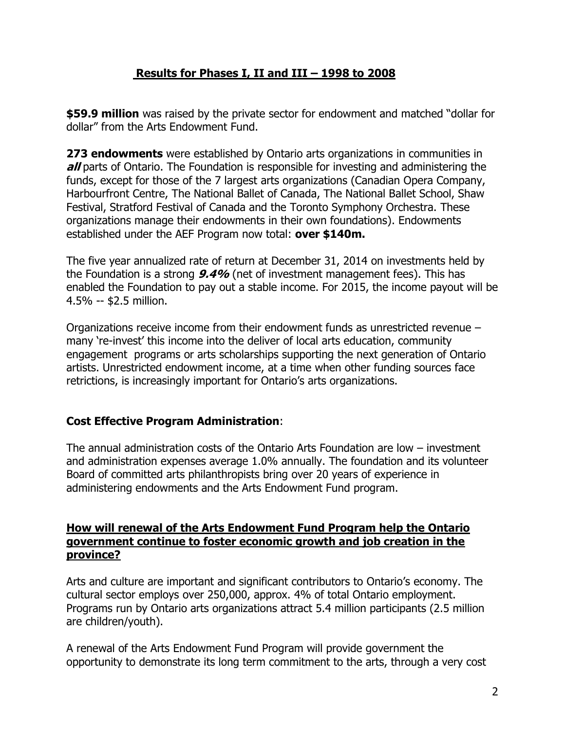## Results for Phases I, II and III – 1998 to 2008

**$59.9 million** was raised by the private sector for endowment and matched "dollar for dollar" from the Arts Endowment Fund.

**273 endowments** were established by Ontario arts organizations in communities in ***all*** parts of Ontario. The Foundation is responsible for investing and administering the funds, except for those of the 7 largest arts organizations (Canadian Opera Company, Harbourfront Centre, The National Ballet of Canada, The National Ballet School, Shaw Festival, Stratford Festival of Canada and the Toronto Symphony Orchestra. These organizations manage their endowments in their own foundations). Endowments established under the AEF Program now total: **over $140m.**

The five year annualized rate of return at December 31, 2014 on investments held by the Foundation is a strong ***9.4%*** (net of investment management fees). This has enabled the Foundation to pay out a stable income. For 2015, the income payout will be 4.5% -- $2.5 million.

Organizations receive income from their endowment funds as unrestricted revenue – many 're-invest' this income into the deliver of local arts education, community engagement programs or arts scholarships supporting the next generation of Ontario artists. Unrestricted endowment income, at a time when other funding sources face retrictions, is increasingly important for Ontario's arts organizations.

**Cost Effective Program Administration**:

The annual administration costs of the Ontario Arts Foundation are low – investment and administration expenses average 1.0% annually. The foundation and its volunteer Board of committed arts philanthropists bring over 20 years of experience in administering endowments and the Arts Endowment Fund program.

## How will renewal of the Arts Endowment Fund Program help the Ontario government continue to foster economic growth and job creation in the province?

Arts and culture are important and significant contributors to Ontario's economy. The cultural sector employs over 250,000, approx. 4% of total Ontario employment. Programs run by Ontario arts organizations attract 5.4 million participants (2.5 million are children/youth).

A renewal of the Arts Endowment Fund Program will provide government the opportunity to demonstrate its long term commitment to the arts, through a very cost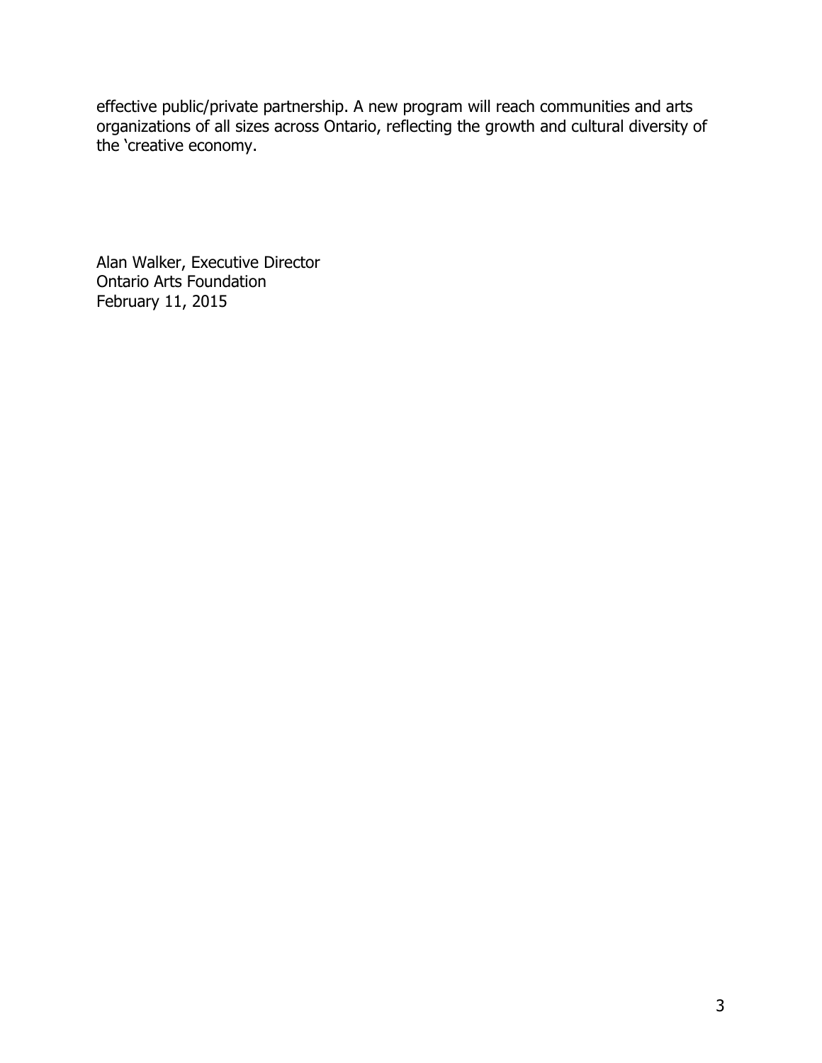effective public/private partnership. A new program will reach communities and arts organizations of all sizes across Ontario, reflecting the growth and cultural diversity of the 'creative economy.

Alan Walker, Executive Director
Ontario Arts Foundation
February 11, 2015